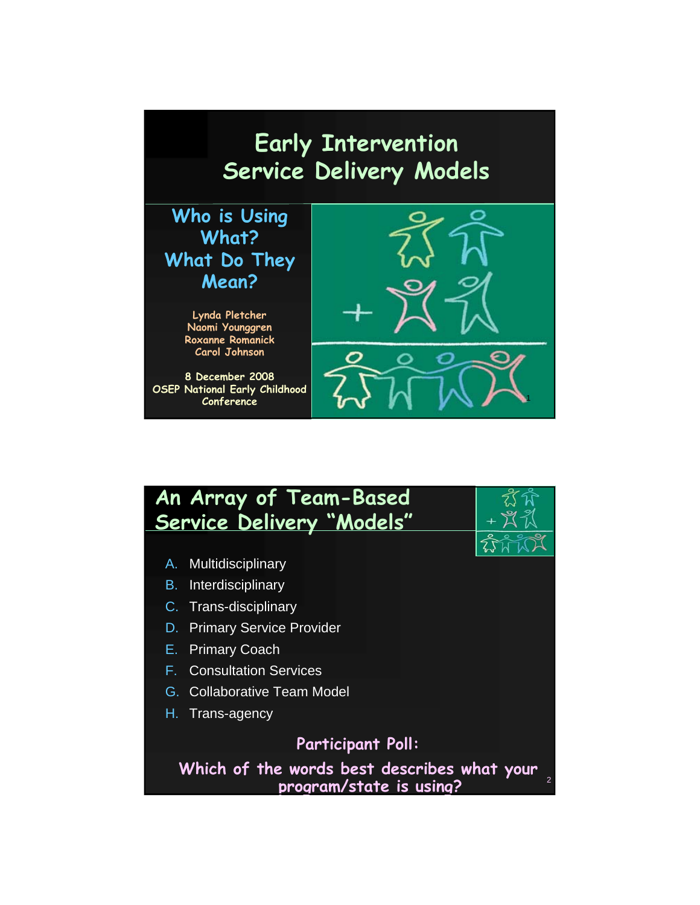# Early Intervention Service Delivery Models

## Who is Using What? What Do They Mean?

Lynda Pletcher
Naomi Younggren
Roxanne Romanick
Carol Johnson

8 December 2008
OSEP National Early Childhood Conference

## An Array of Team-Based Service Delivery "Models"

A. Multidisciplinary
B. Interdisciplinary
C. Trans-disciplinary
D. Primary Service Provider
E. Primary Coach
F. Consultation Services
G. Collaborative Team Model
H. Trans-agency

**Participant Poll:**

**Which of the words best describes what your program/state is using?**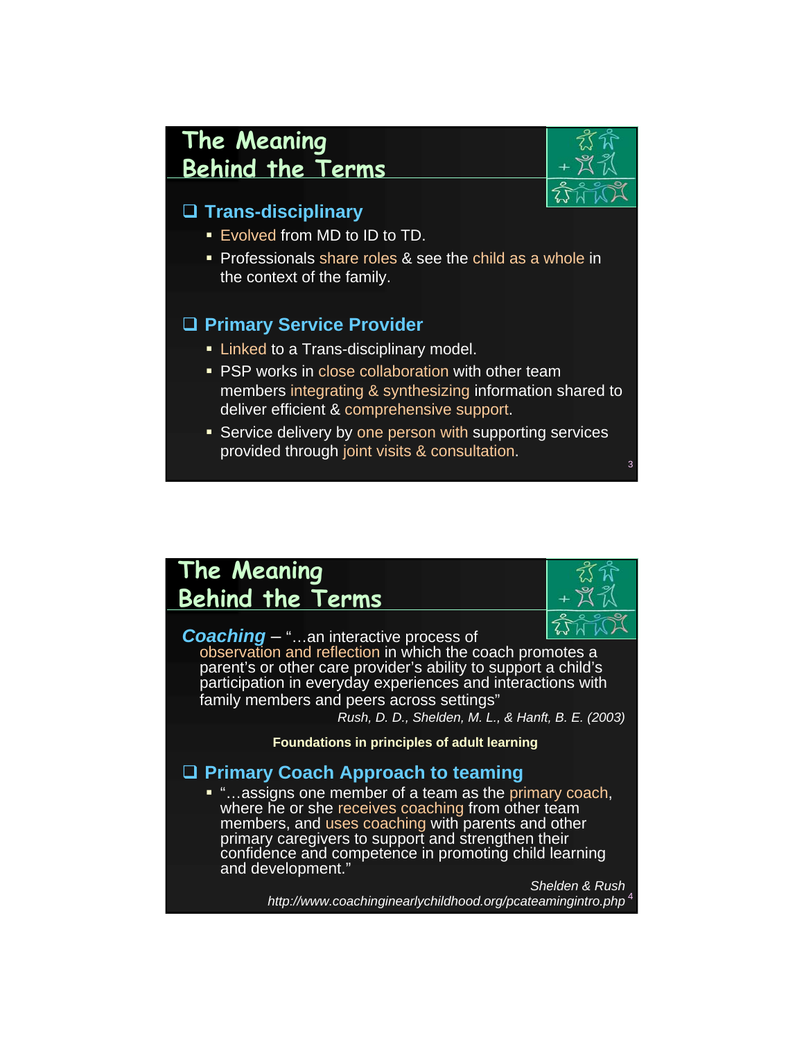## The Meaning Behind the Terms

### Trans-disciplinary

- Evolved from MD to ID to TD.
- Professionals share roles & see the child as a whole in the context of the family.

### Primary Service Provider

- Linked to a Trans-disciplinary model.
- PSP works in close collaboration with other team members integrating & synthesizing information shared to deliver efficient & comprehensive support.
- Service delivery by one person with supporting services provided through joint visits & consultation.

## The Meaning Behind the Terms

***Coaching*** – "…an interactive process of observation and reflection in which the coach promotes a parent's or other care provider's ability to support a child's participation in everyday experiences and interactions with family members and peers across settings"

*Rush, D. D., Shelden, M. L., & Hanft, B. E. (2003)*

**Foundations in principles of adult learning**

### Primary Coach Approach to teaming

- "…assigns one member of a team as the primary coach, where he or she receives coaching from other team members, and uses coaching with parents and other primary caregivers to support and strengthen their confidence and competence in promoting child learning and development."

*Shelden & Rush*
*http://www.coachinginearlychildhood.org/pcateamingintro.php*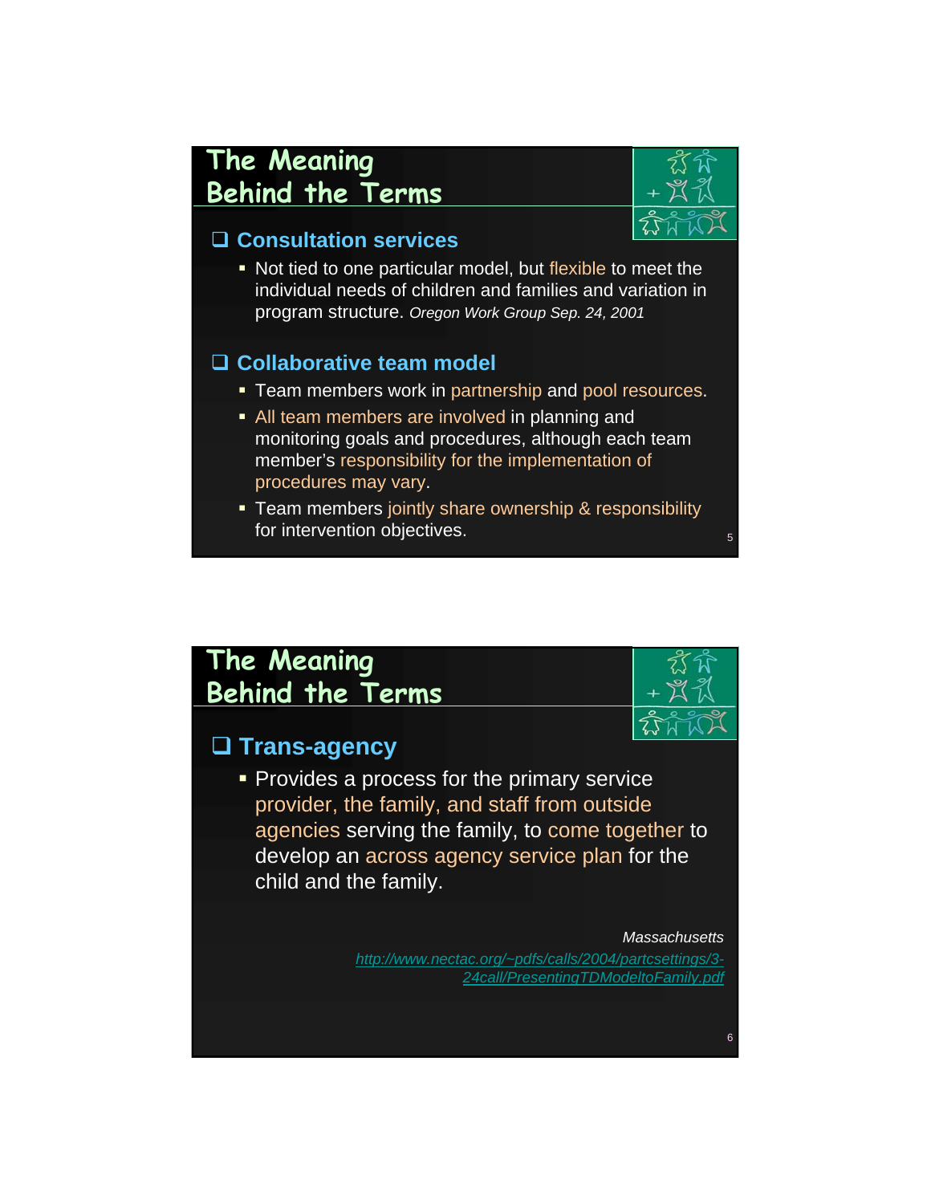# The Meaning Behind the Terms

## Consultation services

- Not tied to one particular model, but flexible to meet the individual needs of children and families and variation in program structure. *Oregon Work Group Sep. 24, 2001*

## Collaborative team model

- Team members work in partnership and pool resources.
- All team members are involved in planning and monitoring goals and procedures, although each team member's responsibility for the implementation of procedures may vary.
- Team members jointly share ownership & responsibility for intervention objectives.

# The Meaning Behind the Terms

## Trans-agency

- Provides a process for the primary service provider, the family, and staff from outside agencies serving the family, to come together to develop an across agency service plan for the child and the family.

*Massachusetts*

http://www.nectac.org/~pdfs/calls/2004/partcsettings/3-24call/PresentingTDModeltoFamily.pdf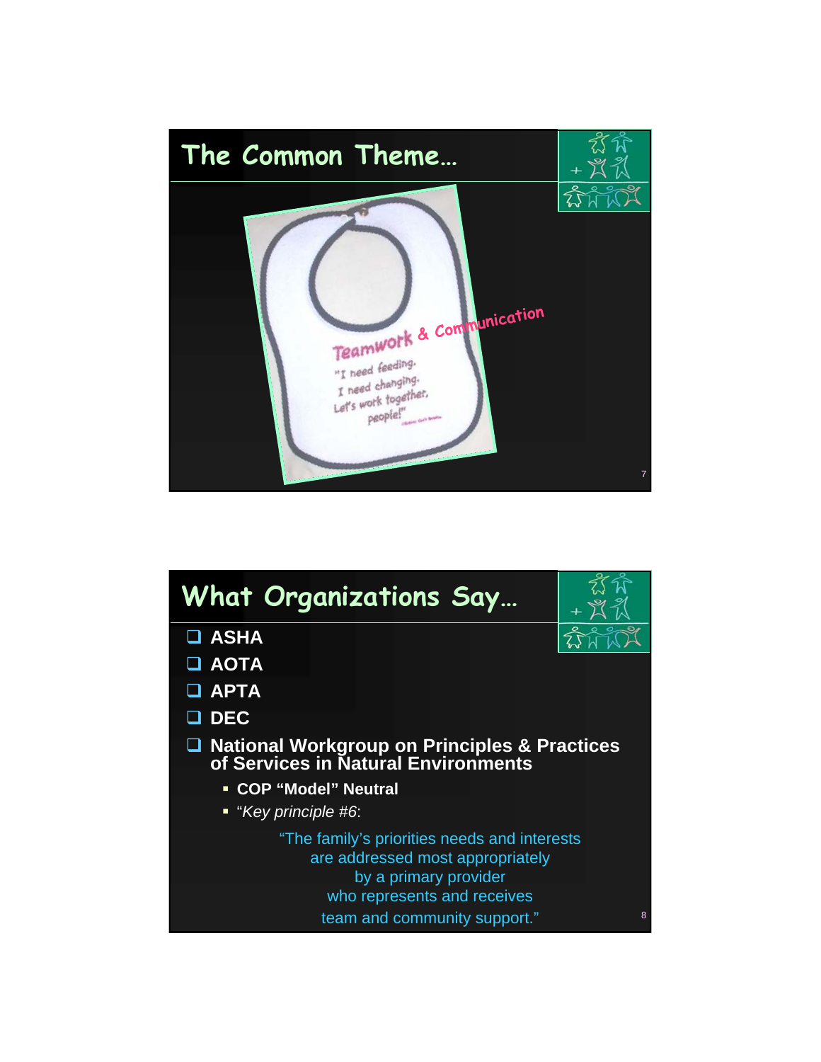## The Common Theme…

Teamwork & Communication

"I need feeding.
I need changing.
Let's work together,
people!"

## What Organizations Say…

- ASHA
- AOTA
- APTA
- DEC
- National Workgroup on Principles & Practices of Services in Natural Environments
  - COP "Model" Neutral
  - "*Key principle #6*:

"The family's priorities needs and interests
are addressed most appropriately
by a primary provider
who represents and receives
team and community support."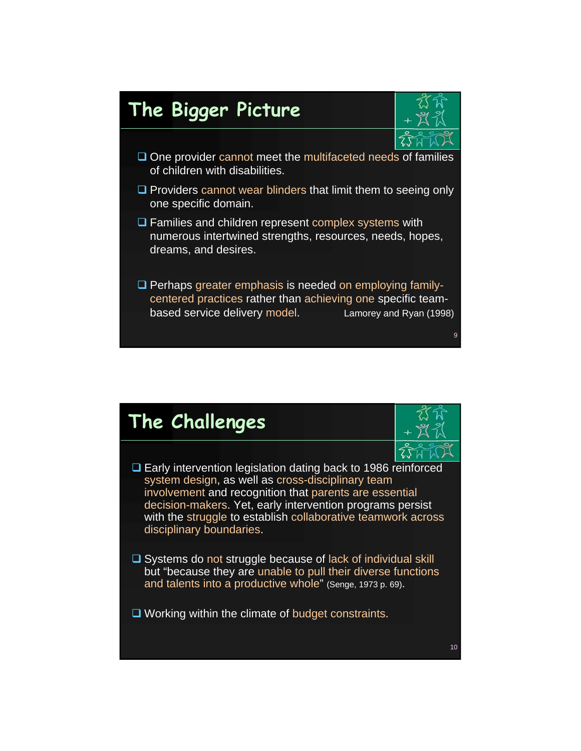## The Bigger Picture

- One provider cannot meet the multifaceted needs of families of children with disabilities.
- Providers cannot wear blinders that limit them to seeing only one specific domain.
- Families and children represent complex systems with numerous intertwined strengths, resources, needs, hopes, dreams, and desires.
- Perhaps greater emphasis is needed on employing family-centered practices rather than achieving one specific team-based service delivery model. Lamorey and Ryan (1998)

## The Challenges

- Early intervention legislation dating back to 1986 reinforced system design, as well as cross-disciplinary team involvement and recognition that parents are essential decision-makers. Yet, early intervention programs persist with the struggle to establish collaborative teamwork across disciplinary boundaries.
- Systems do not struggle because of lack of individual skill but "because they are unable to pull their diverse functions and talents into a productive whole" (Senge, 1973 p. 69).
- Working within the climate of budget constraints.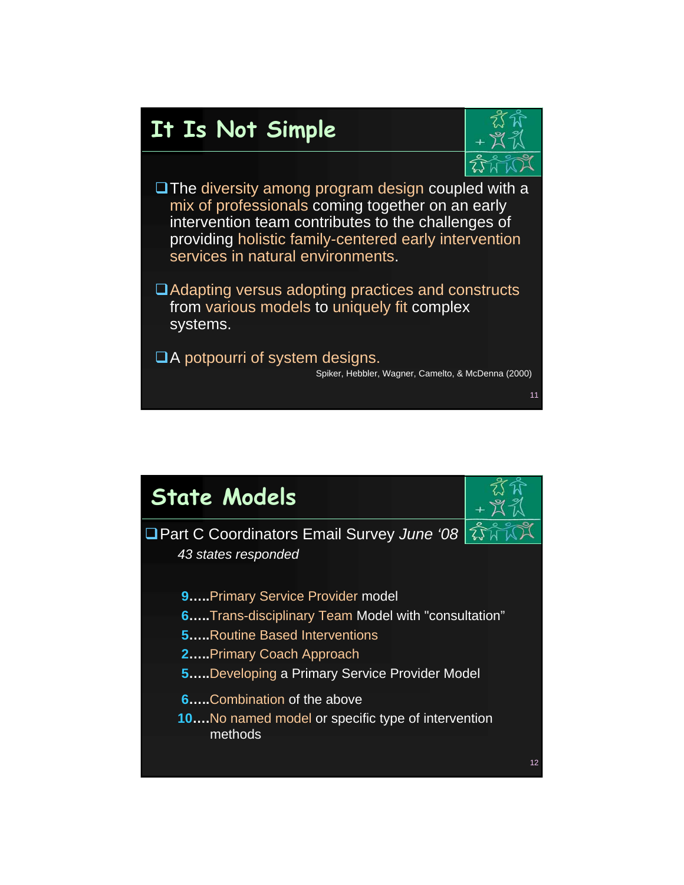## It Is Not Simple

- The diversity among program design coupled with a mix of professionals coming together on an early intervention team contributes to the challenges of providing holistic family-centered early intervention services in natural environments.
- Adapting versus adopting practices and constructs from various models to uniquely fit complex systems.
- A potpourri of system designs.

Spiker, Hebbler, Wagner, Camelto, & McDenna (2000)

## State Models

- Part C Coordinators Email Survey *June '08*

  *43 states responded*

  **9**.....Primary Service Provider model
  **6**.....Trans-disciplinary Team Model with "consultation"
  **5**.....Routine Based Interventions
  **2**.....Primary Coach Approach
  **5**.....Developing a Primary Service Provider Model
  **6**.....Combination of the above
  **10**....No named model or specific type of intervention methods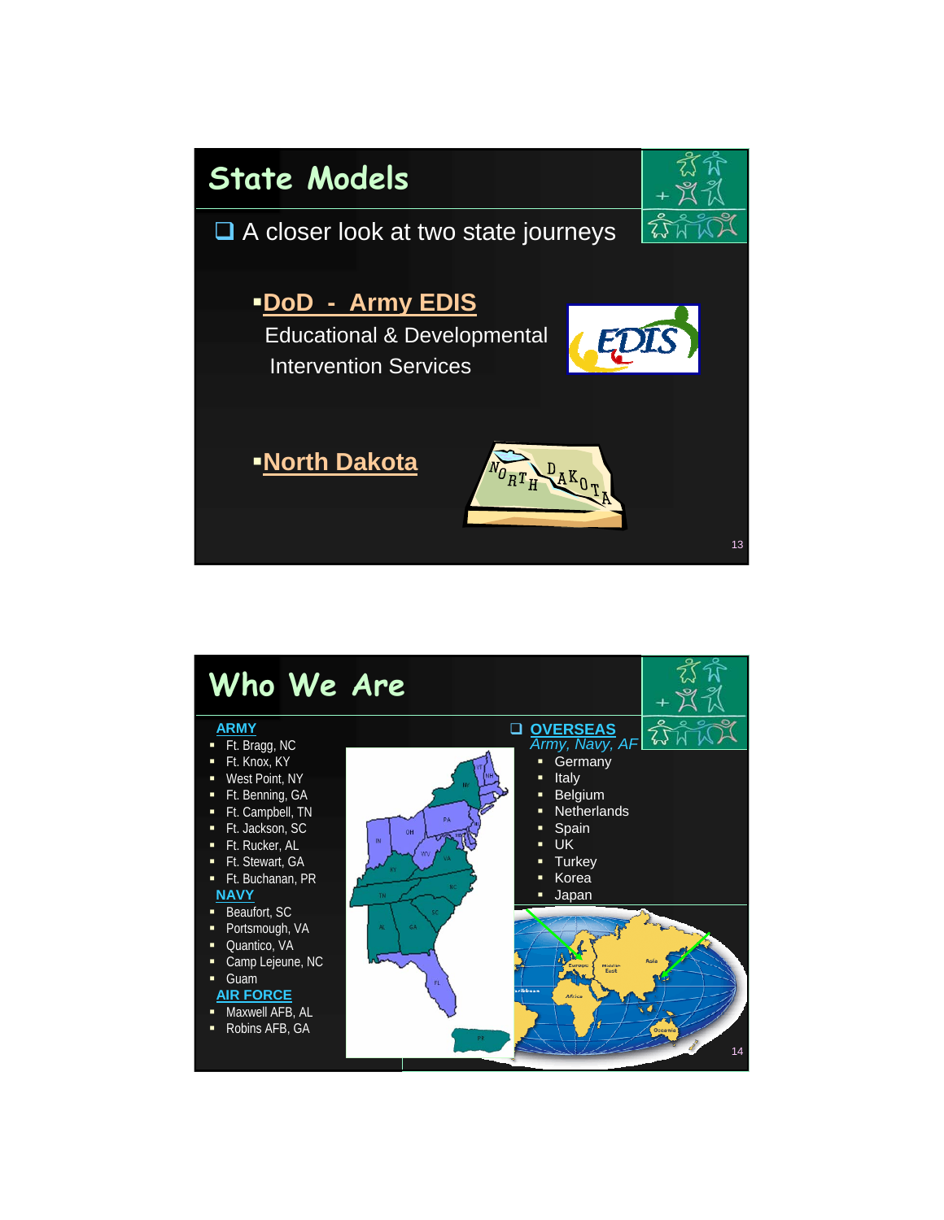# State Models

- A closer look at two state journeys

  - **DoD - Army EDIS**
    Educational & Developmental Intervention Services
  - **North Dakota**

# Who We Are

**ARMY**
- Ft. Bragg, NC
- Ft. Knox, KY
- West Point, NY
- Ft. Benning, GA
- Ft. Campbell, TN
- Ft. Jackson, SC
- Ft. Rucker, AL
- Ft. Stewart, GA
- Ft. Buchanan, PR

**NAVY**
- Beaufort, SC
- Portsmough, VA
- Quantico, VA
- Camp Lejeune, NC
- Guam

**AIR FORCE**
- Maxwell AFB, AL
- Robins AFB, GA

**OVERSEAS**
*Army, Navy, AF*
- Germany
- Italy
- Belgium
- Netherlands
- Spain
- UK
- Turkey
- Korea
- Japan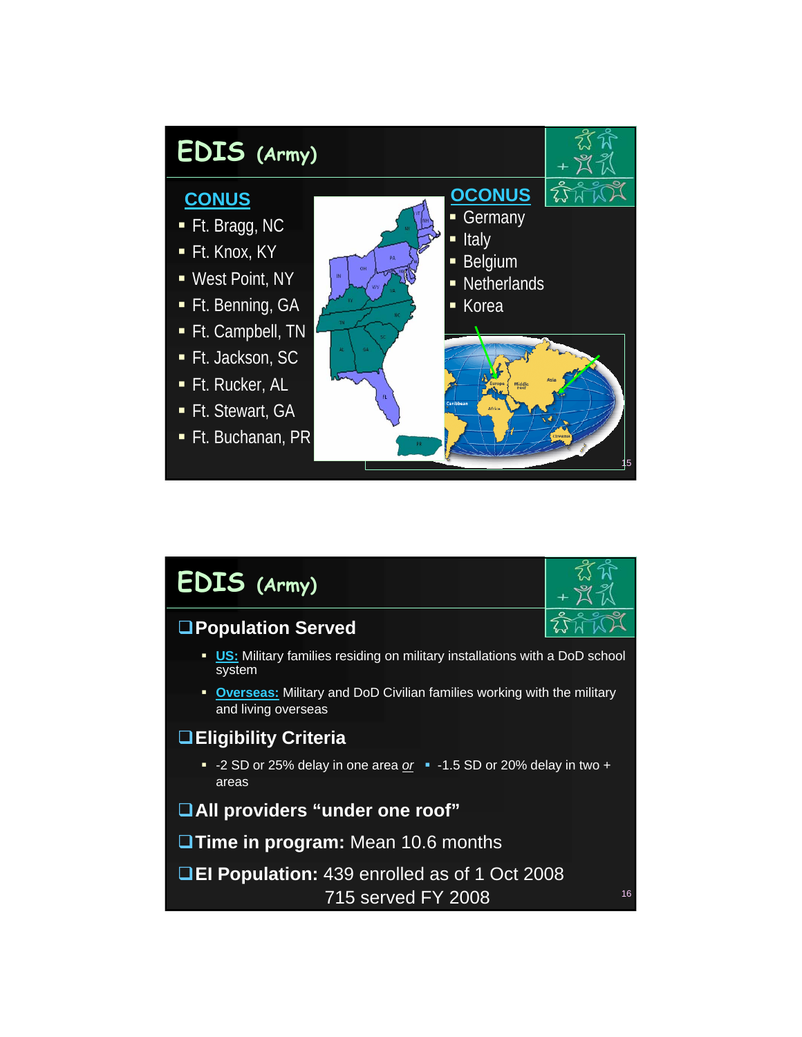# EDIS (Army)

## CONUS

- Ft. Bragg, NC
- Ft. Knox, KY
- West Point, NY
- Ft. Benning, GA
- Ft. Campbell, TN
- Ft. Jackson, SC
- Ft. Rucker, AL
- Ft. Stewart, GA
- Ft. Buchanan, PR

## OCONUS

- Germany
- Italy
- Belgium
- Netherlands
- Korea

# EDIS (Army)

## Population Served

- **US:** Military families residing on military installations with a DoD school system
- **Overseas:** Military and DoD Civilian families working with the military and living overseas

## Eligibility Criteria

- -2 SD or 25% delay in one area *or*
- -1.5 SD or 20% delay in two + areas

## All providers "under one roof"

## Time in program: Mean 10.6 months

## EI Population: 439 enrolled as of 1 Oct 2008

715 served FY 2008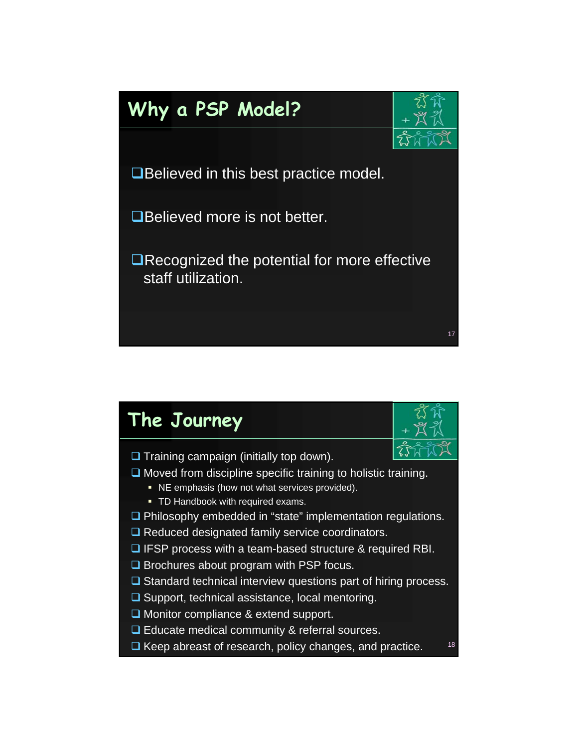## Why a PSP Model?

- Believed in this best practice model.
- Believed more is not better.
- Recognized the potential for more effective staff utilization.

## The Journey

- Training campaign (initially top down).
- Moved from discipline specific training to holistic training.
  - NE emphasis (how not what services provided).
  - TD Handbook with required exams.
- Philosophy embedded in “state” implementation regulations.
- Reduced designated family service coordinators.
- IFSP process with a team-based structure & required RBI.
- Brochures about program with PSP focus.
- Standard technical interview questions part of hiring process.
- Support, technical assistance, local mentoring.
- Monitor compliance & extend support.
- Educate medical community & referral sources.
- Keep abreast of research, policy changes, and practice.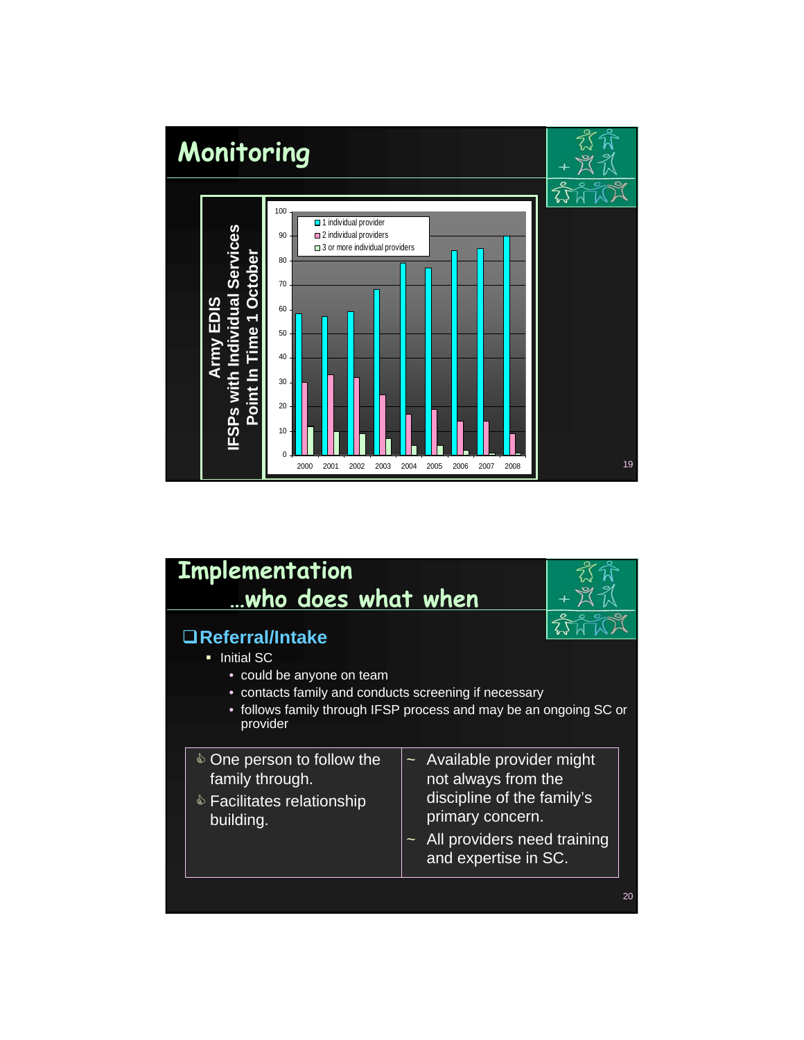# Monitoring

**Army EDIS**
**IFSPs with Individual Services**
**Point In Time 1 October**

| Year | 1 individual provider | 2 individual providers | 3 or more individual providers |
|---|---|---|---|
| 2000 | 58 | 30 | 12 |
| 2001 | 57 | 33 | 10 |
| 2002 | 59 | 32 | 9 |
| 2003 | 68 | 25 | 7 |
| 2004 | 79 | 17 | 4 |
| 2005 | 77 | 19 | 4 |
| 2006 | 84 | 14 | 2 |
| 2007 | 85 | 14 | 1 |
| 2008 | 90 | 9 | 1 |

# Implementation …who does what when

## Referral/Intake

- Initial SC
  - could be anyone on team
  - contacts family and conducts screening if necessary
  - follows family through IFSP process and may be an ongoing SC or provider

| | |
|---|---|
| One person to follow the family through. <br> Facilitates relationship building. | ~ Available provider might not always from the discipline of the family's primary concern. <br> ~ All providers need training and expertise in SC. |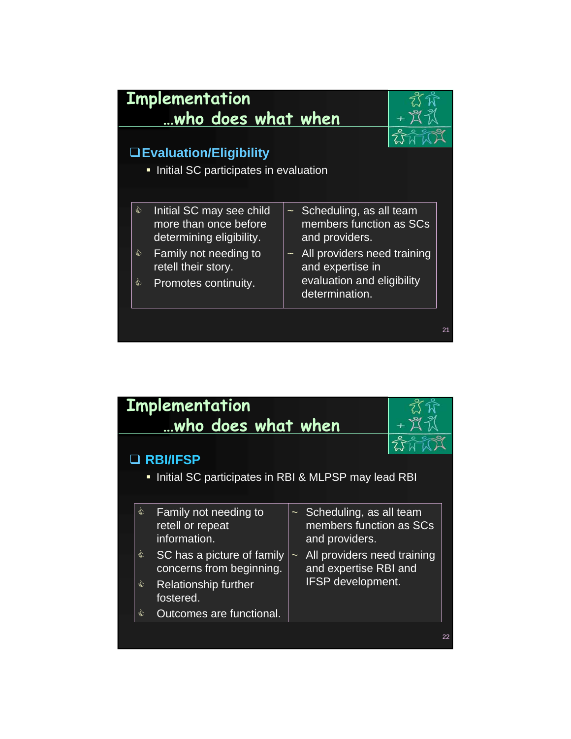# Implementation …who does what when

## Evaluation/Eligibility

- Initial SC participates in evaluation

| Pros | Cons |
|---|---|
| Initial SC may see child more than once before determining eligibility.<br>Family not needing to retell their story.<br>Promotes continuity. | Scheduling, as all team members function as SCs and providers.<br>All providers need training and expertise in evaluation and eligibility determination. |

# Implementation …who does what when

## RBI/IFSP

- Initial SC participates in RBI & MLPSP may lead RBI

| Pros | Cons |
|---|---|
| Family not needing to retell or repeat information.<br>SC has a picture of family concerns from beginning.<br>Relationship further fostered.<br>Outcomes are functional. | Scheduling, as all team members function as SCs and providers.<br>All providers need training and expertise RBI and IFSP development. |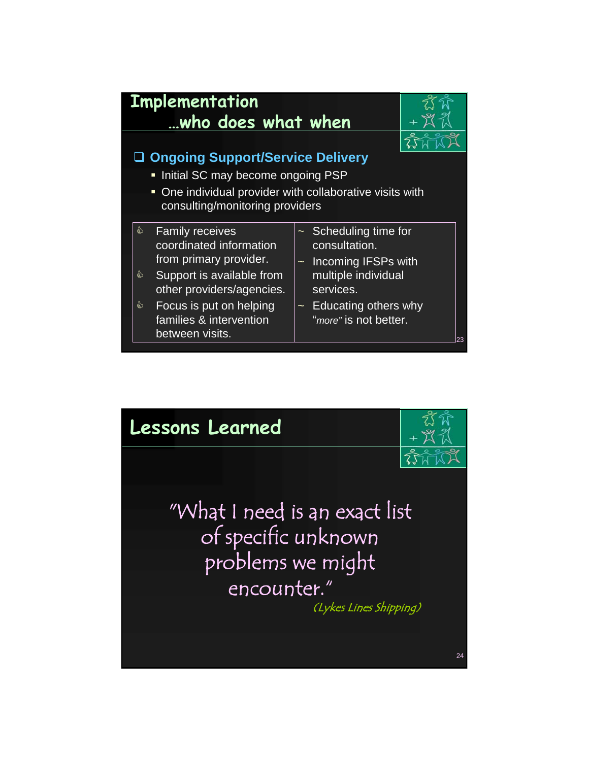## Implementation …who does what when

- **Ongoing Support/Service Delivery**
  - Initial SC may become ongoing PSP
  - One individual provider with collaborative visits with consulting/monitoring providers

| | |
|---|---|
| Family receives coordinated information from primary provider. | ~ Scheduling time for consultation. |
| Support is available from other providers/agencies. | ~ Incoming IFSPs with multiple individual services. |
| Focus is put on helping families & intervention between visits. | ~ Educating others why "*more*" is not better. |

## Lessons Learned

"What I need is an exact list of specific unknown problems we might encounter."

*(Lykes Lines Shipping)*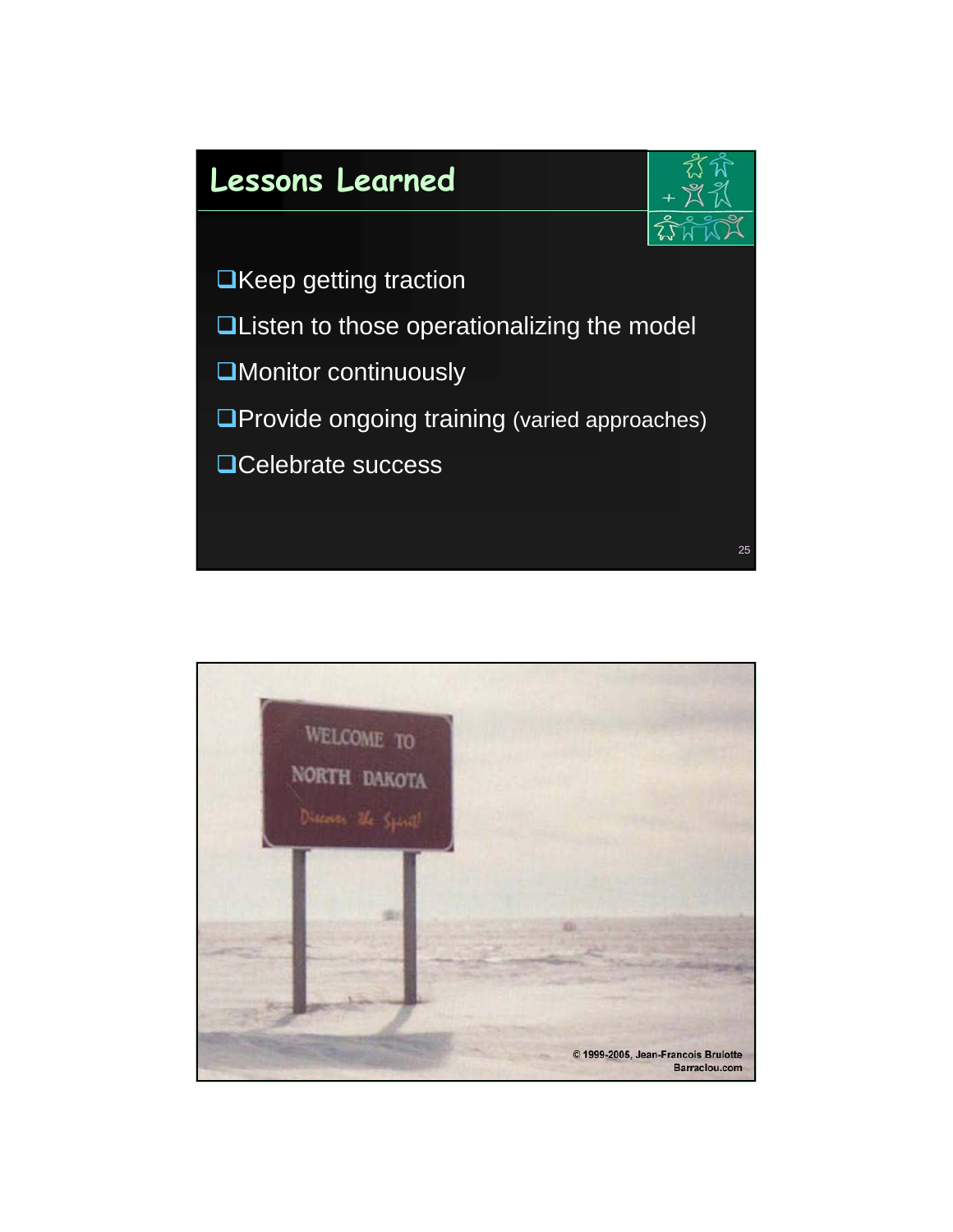# Lessons Learned

- Keep getting traction
- Listen to those operationalizing the model
- Monitor continuously
- Provide ongoing training (varied approaches)
- Celebrate success

WELCOME TO NORTH DAKOTA

Discover the Spirit!

© 1999-2005, Jean-Francois Brulotte
Barraclou.com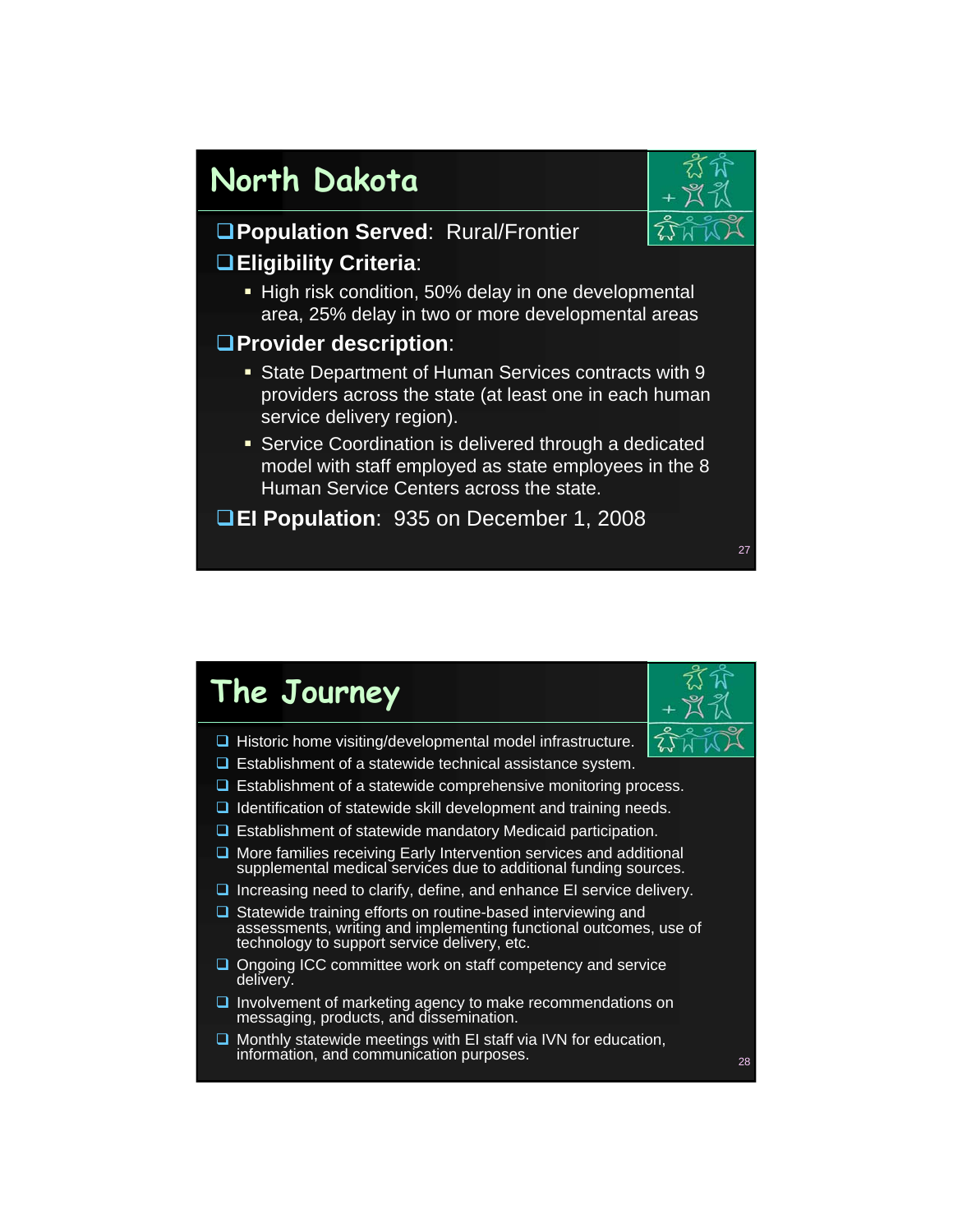## North Dakota

- **Population Served**: Rural/Frontier
- **Eligibility Criteria**:
  - High risk condition, 50% delay in one developmental area, 25% delay in two or more developmental areas
- **Provider description**:
  - State Department of Human Services contracts with 9 providers across the state (at least one in each human service delivery region).
  - Service Coordination is delivered through a dedicated model with staff employed as state employees in the 8 Human Service Centers across the state.
- **EI Population**: 935 on December 1, 2008

## The Journey

- Historic home visiting/developmental model infrastructure.
- Establishment of a statewide technical assistance system.
- Establishment of a statewide comprehensive monitoring process.
- Identification of statewide skill development and training needs.
- Establishment of statewide mandatory Medicaid participation.
- More families receiving Early Intervention services and additional supplemental medical services due to additional funding sources.
- Increasing need to clarify, define, and enhance EI service delivery.
- Statewide training efforts on routine-based interviewing and assessments, writing and implementing functional outcomes, use of technology to support service delivery, etc.
- Ongoing ICC committee work on staff competency and service delivery.
- Involvement of marketing agency to make recommendations on messaging, products, and dissemination.
- Monthly statewide meetings with EI staff via IVN for education, information, and communication purposes.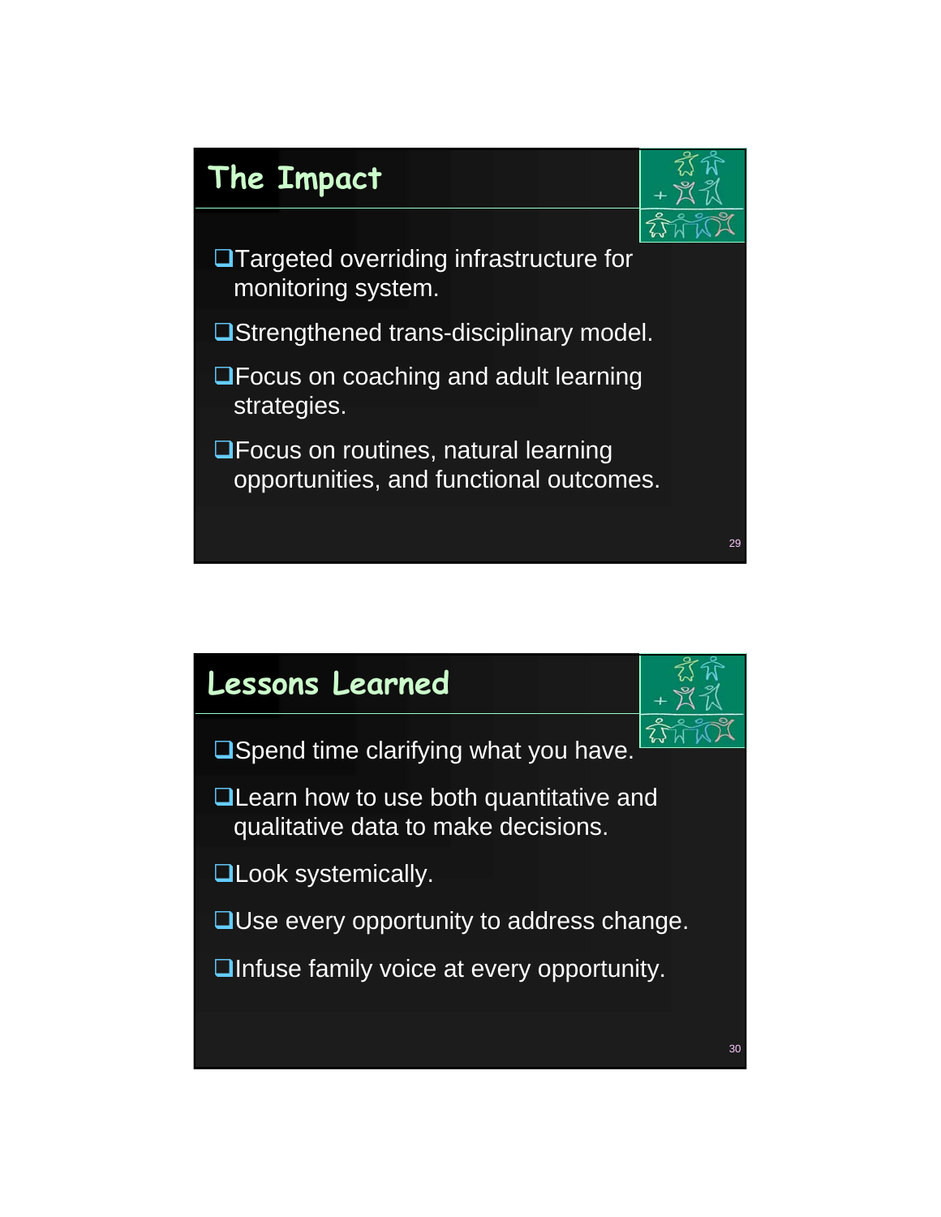## The Impact

- Targeted overriding infrastructure for monitoring system.
- Strengthened trans-disciplinary model.
- Focus on coaching and adult learning strategies.
- Focus on routines, natural learning opportunities, and functional outcomes.

## Lessons Learned

- Spend time clarifying what you have.
- Learn how to use both quantitative and qualitative data to make decisions.
- Look systemically.
- Use every opportunity to address change.
- Infuse family voice at every opportunity.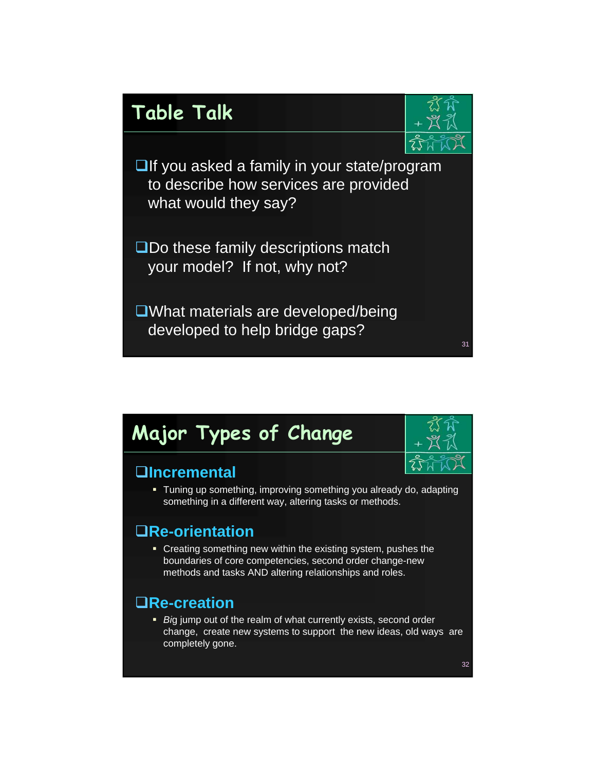## Table Talk

- If you asked a family in your state/program to describe how services are provided what would they say?
- Do these family descriptions match your model? If not, why not?
- What materials are developed/being developed to help bridge gaps?

## Major Types of Change

### Incremental

- Tuning up something, improving something you already do, adapting something in a different way, altering tasks or methods.

### Re-orientation

- Creating something new within the existing system, pushes the boundaries of core competencies, second order change-new methods and tasks AND altering relationships and roles.

### Re-creation

- *Bi*g jump out of the realm of what currently exists, second order change, create new systems to support the new ideas, old ways are completely gone.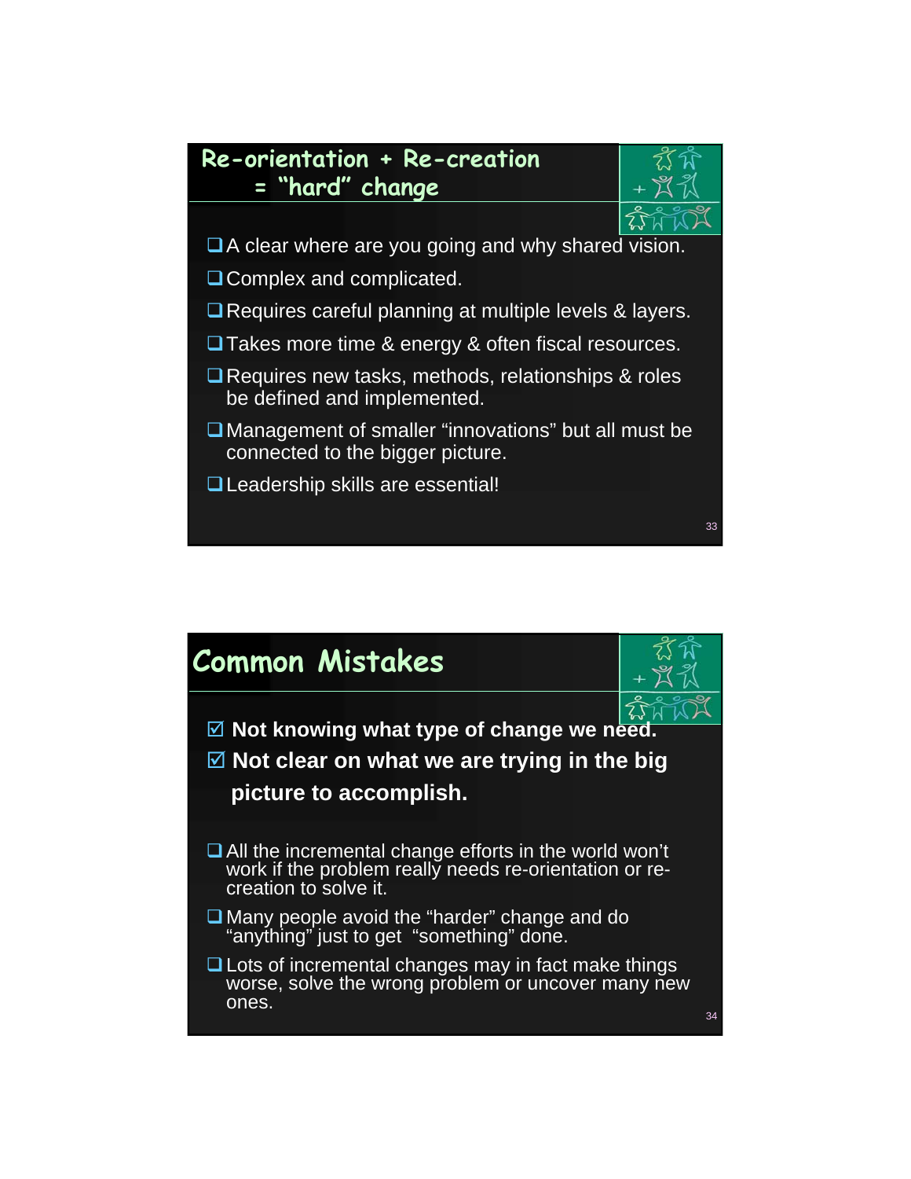## Re-orientation + Re-creation = "hard" change

- A clear where are you going and why shared vision.
- Complex and complicated.
- Requires careful planning at multiple levels & layers.
- Takes more time & energy & often fiscal resources.
- Requires new tasks, methods, relationships & roles be defined and implemented.
- Management of smaller "innovations" but all must be connected to the bigger picture.
- Leadership skills are essential!

## Common Mistakes

- ☑ **Not knowing what type of change we need.**
- ☑ **Not clear on what we are trying in the big picture to accomplish.**

- All the incremental change efforts in the world won't work if the problem really needs re-orientation or re-creation to solve it.
- Many people avoid the "harder" change and do "anything" just to get "something" done.
- Lots of incremental changes may in fact make things worse, solve the wrong problem or uncover many new ones.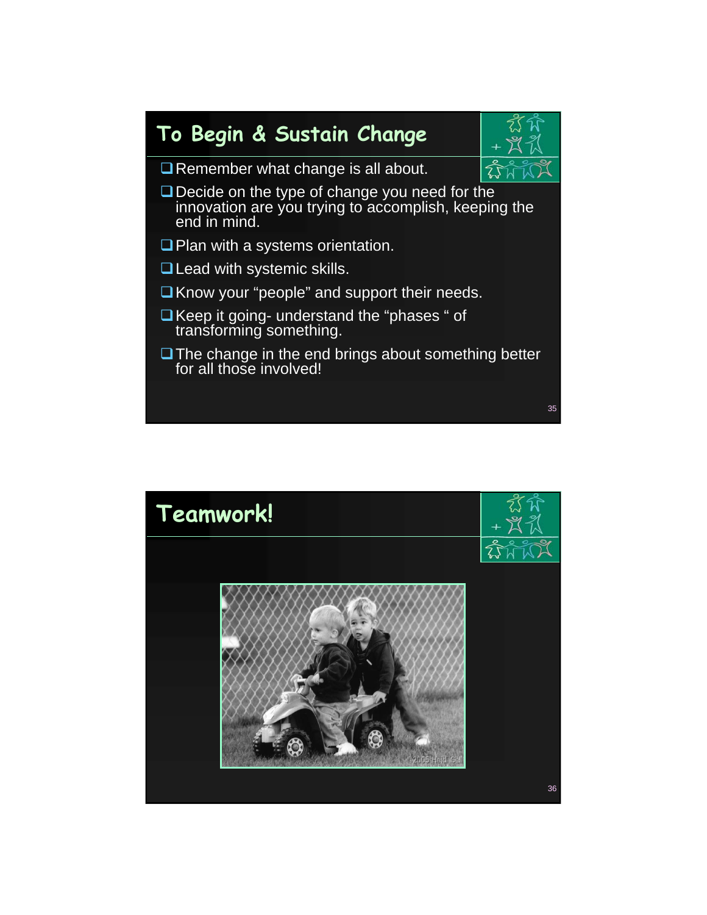## To Begin & Sustain Change

- Remember what change is all about.
- Decide on the type of change you need for the innovation are you trying to accomplish, keeping the end in mind.
- Plan with a systems orientation.
- Lead with systemic skills.
- Know your "people" and support their needs.
- Keep it going- understand the "phases " of transforming something.
- The change in the end brings about something better for all those involved!

## Teamwork!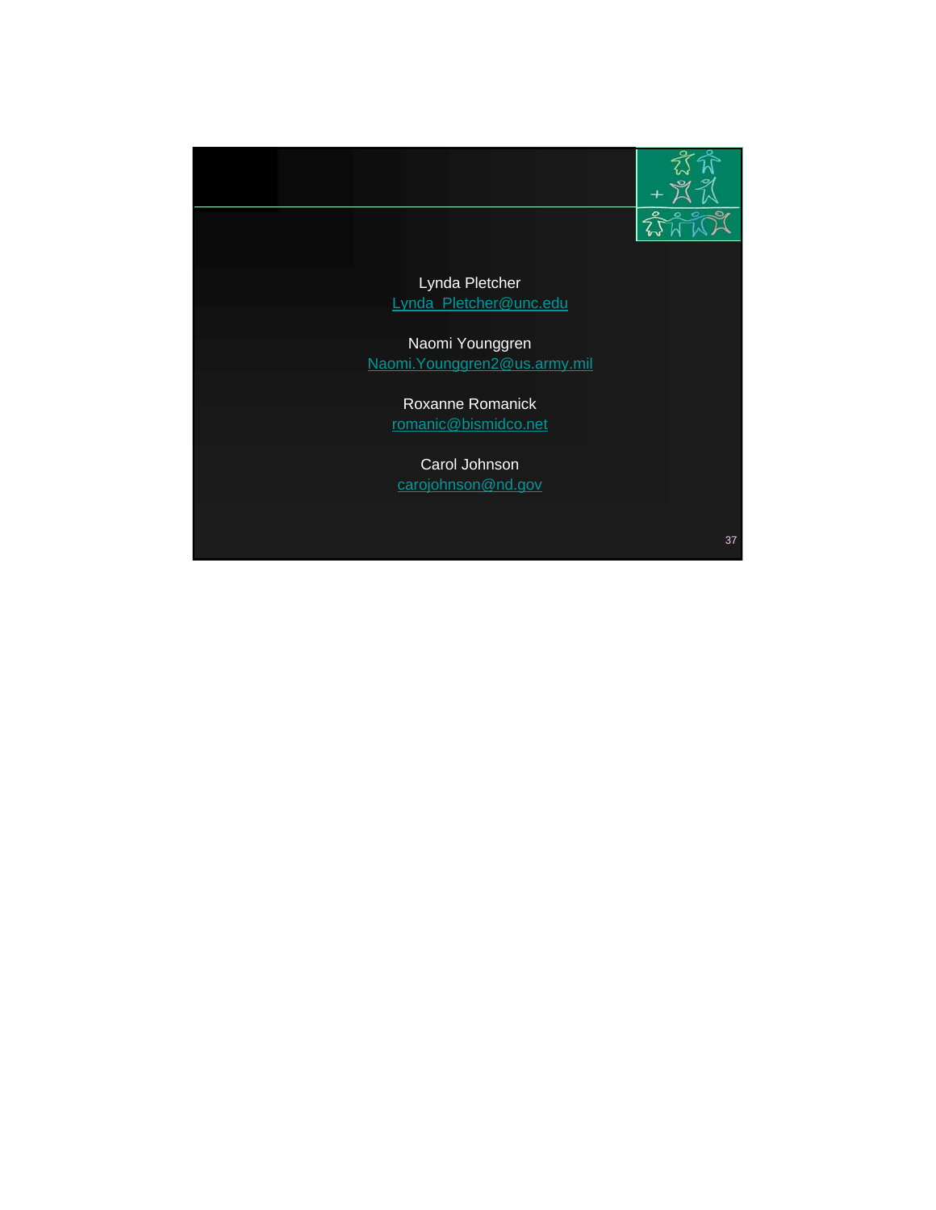Lynda Pletcher
Lynda_Pletcher@unc.edu

Naomi Younggren
Naomi.Younggren2@us.army.mil

Roxanne Romanick
romanic@bismidco.net

Carol Johnson
carojohnson@nd.gov